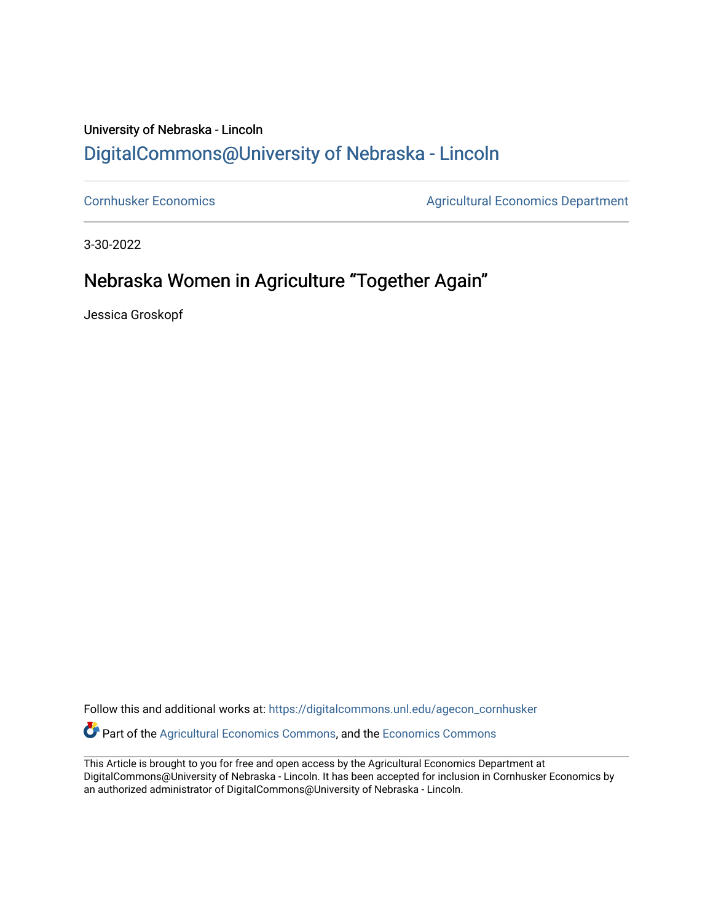University of Nebraska - Lincoln

# DigitalCommons@University of Nebraska - Lincoln

Cornhusker Economics

Agricultural Economics Department

3-30-2022

## Nebraska Women in Agriculture “Together Again”

Jessica Groskopf

Follow this and additional works at: https://digitalcommons.unl.edu/agecon_cornhusker

Part of the Agricultural Economics Commons, and the Economics Commons

This Article is brought to you for free and open access by the Agricultural Economics Department at DigitalCommons@University of Nebraska - Lincoln. It has been accepted for inclusion in Cornhusker Economics by an authorized administrator of DigitalCommons@University of Nebraska - Lincoln.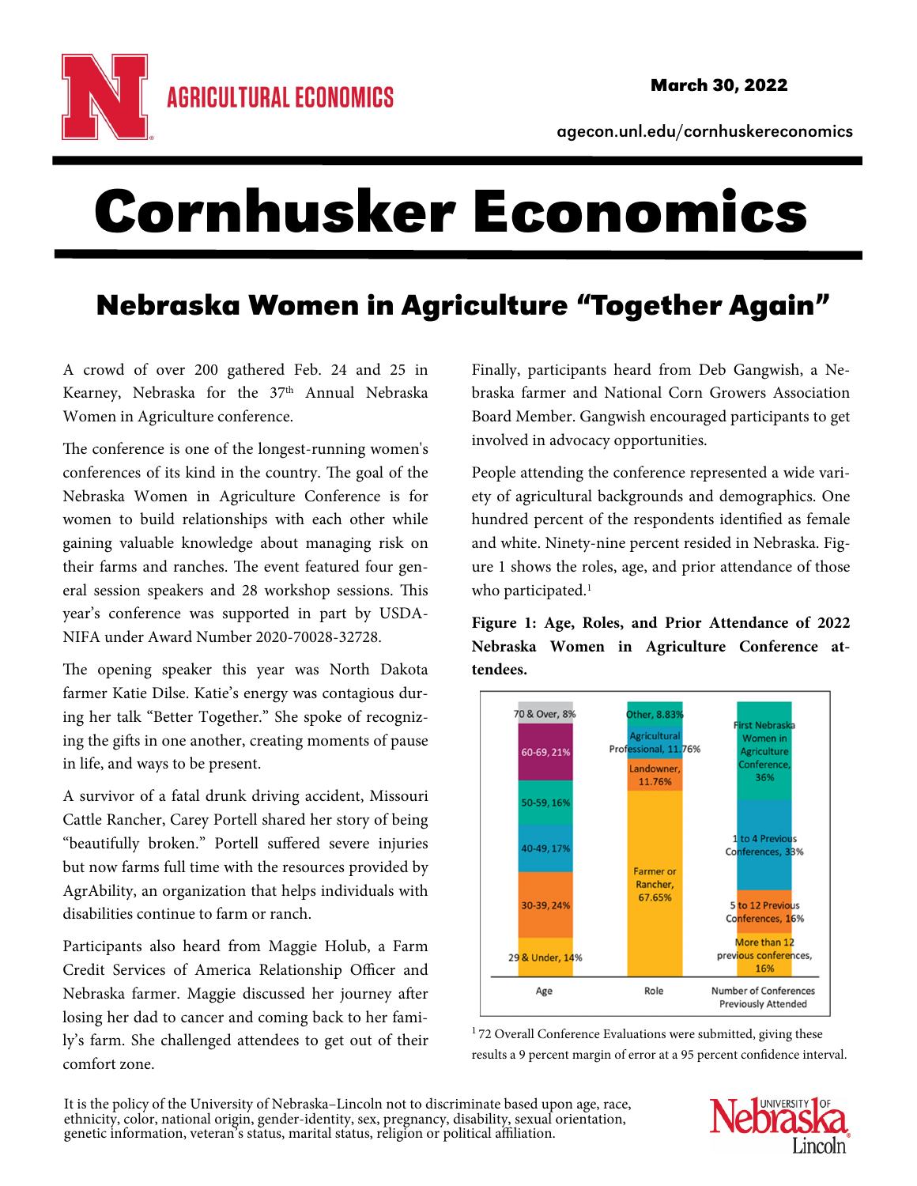# Cornhusker Economics

March 30, 2022

agecon.unl.edu/cornhuskereconomics

## Nebraska Women in Agriculture "Together Again"

A crowd of over 200 gathered Feb. 24 and 25 in Kearney, Nebraska for the 37th Annual Nebraska Women in Agriculture conference.

The conference is one of the longest-running women's conferences of its kind in the country. The goal of the Nebraska Women in Agriculture Conference is for women to build relationships with each other while gaining valuable knowledge about managing risk on their farms and ranches. The event featured four general session speakers and 28 workshop sessions. This year's conference was supported in part by USDA-NIFA under Award Number 2020-70028-32728.

The opening speaker this year was North Dakota farmer Katie Dilse. Katie's energy was contagious during her talk "Better Together." She spoke of recognizing the gifts in one another, creating moments of pause in life, and ways to be present.

A survivor of a fatal drunk driving accident, Missouri Cattle Rancher, Carey Portell shared her story of being "beautifully broken." Portell suffered severe injuries but now farms full time with the resources provided by AgrAbility, an organization that helps individuals with disabilities continue to farm or ranch.

Participants also heard from Maggie Holub, a Farm Credit Services of America Relationship Officer and Nebraska farmer. Maggie discussed her journey after losing her dad to cancer and coming back to her family's farm. She challenged attendees to get out of their comfort zone.

Finally, participants heard from Deb Gangwish, a Nebraska farmer and National Corn Growers Association Board Member. Gangwish encouraged participants to get involved in advocacy opportunities.

People attending the conference represented a wide variety of agricultural backgrounds and demographics. One hundred percent of the respondents identified as female and white. Ninety-nine percent resided in Nebraska. Figure 1 shows the roles, age, and prior attendance of those who participated.[1]

**Figure 1: Age, Roles, and Prior Attendance of 2022 Nebraska Women in Agriculture Conference attendees.**

| Age | Role | Number of Conferences Previously Attended |
|---|---|---|
| 70 & Over, 8% | Other, 8.83% | First Nebraska Women in Agriculture Conference, 36% |
| 60-69, 21% | Agricultural Professional, 11.76% | 1 to 4 Previous Conferences, 33% |
| 50-59, 16% | Landowner, 11.76% | 5 to 12 Previous Conferences, 16% |
| 40-49, 17% | Farmer or Rancher, 67.65% | More than 12 previous conferences, 16% |
| 30-39, 24% | | |
| 29 & Under, 14% | | |

[1] 72 Overall Conference Evaluations were submitted, giving these results a 9 percent margin of error at a 95 percent confidence interval.

It is the policy of the University of Nebraska–Lincoln not to discriminate based upon age, race, ethnicity, color, national origin, gender-identity, sex, pregnancy, disability, sexual orientation, genetic information, veteran's status, marital status, religion or political affiliation.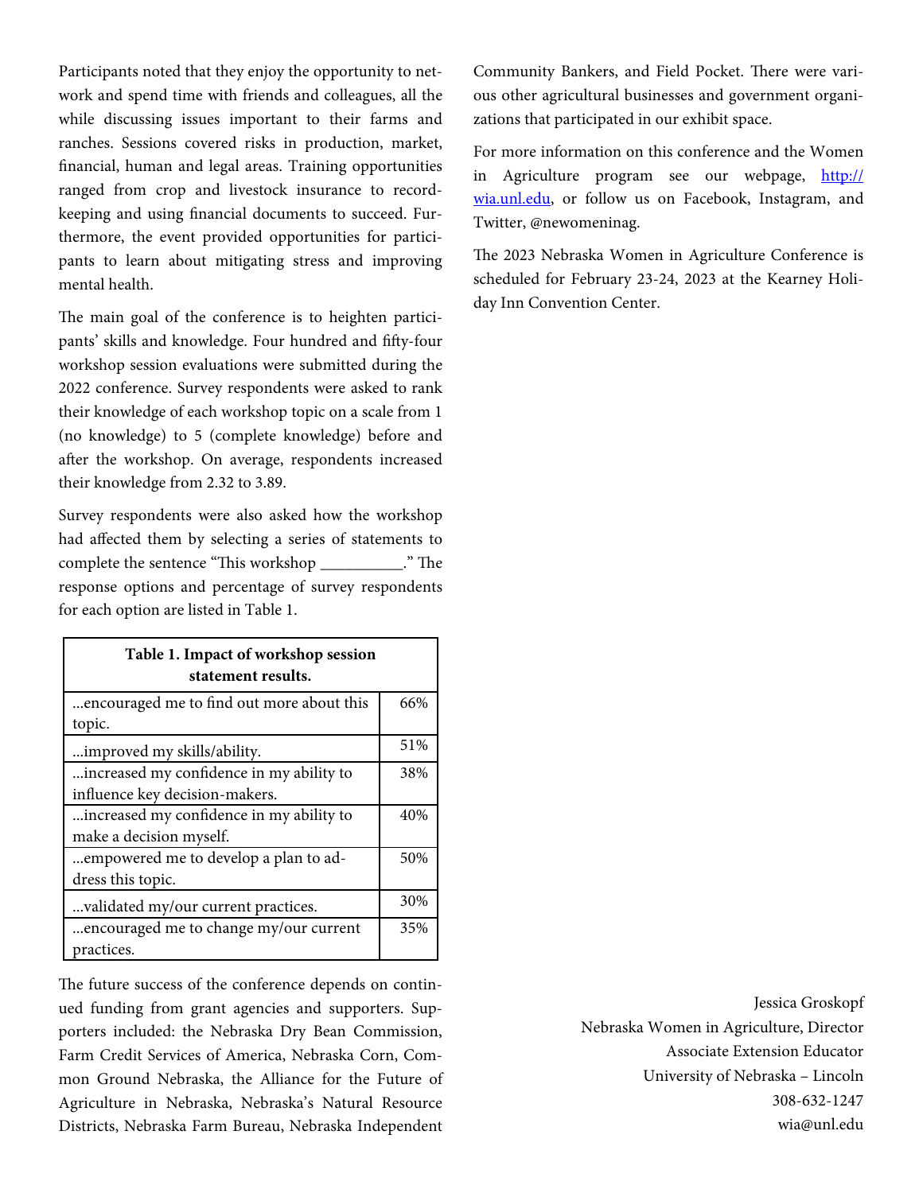Participants noted that they enjoy the opportunity to network and spend time with friends and colleagues, all the while discussing issues important to their farms and ranches. Sessions covered risks in production, market, financial, human and legal areas. Training opportunities ranged from crop and livestock insurance to record-keeping and using financial documents to succeed. Furthermore, the event provided opportunities for participants to learn about mitigating stress and improving mental health.

The main goal of the conference is to heighten participants' skills and knowledge. Four hundred and fifty-four workshop session evaluations were submitted during the 2022 conference. Survey respondents were asked to rank their knowledge of each workshop topic on a scale from 1 (no knowledge) to 5 (complete knowledge) before and after the workshop. On average, respondents increased their knowledge from 2.32 to 3.89.

Survey respondents were also asked how the workshop had affected them by selecting a series of statements to complete the sentence "This workshop __________." The response options and percentage of survey respondents for each option are listed in Table 1.

| **Table 1. Impact of workshop session statement results.** | |
|---|---|
| ...encouraged me to find out more about this topic. | 66% |
| ...improved my skills/ability. | 51% |
| ...increased my confidence in my ability to influence key decision-makers. | 38% |
| ...increased my confidence in my ability to make a decision myself. | 40% |
| ...empowered me to develop a plan to address this topic. | 50% |
| ...validated my/our current practices. | 30% |
| ...encouraged me to change my/our current practices. | 35% |

The future success of the conference depends on continued funding from grant agencies and supporters. Supporters included: the Nebraska Dry Bean Commission, Farm Credit Services of America, Nebraska Corn, Common Ground Nebraska, the Alliance for the Future of Agriculture in Nebraska, Nebraska's Natural Resource Districts, Nebraska Farm Bureau, Nebraska Independent Community Bankers, and Field Pocket. There were various other agricultural businesses and government organizations that participated in our exhibit space.

For more information on this conference and the Women in Agriculture program see our webpage, http://wia.unl.edu, or follow us on Facebook, Instagram, and Twitter, @newomeninag.

The 2023 Nebraska Women in Agriculture Conference is scheduled for February 23-24, 2023 at the Kearney Holiday Inn Convention Center.

Jessica Groskopf  
Nebraska Women in Agriculture, Director  
Associate Extension Educator  
University of Nebraska – Lincoln  
308-632-1247  
wia@unl.edu